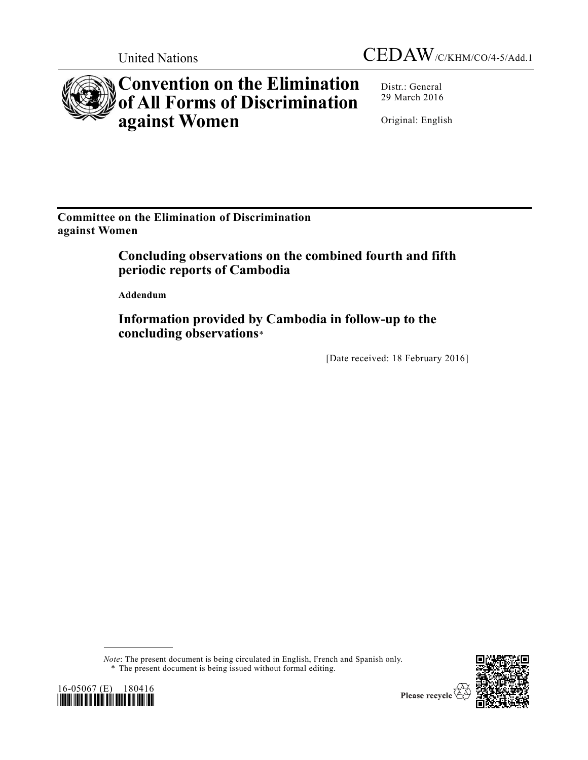United Nations

CEDAW/C/KHM/CO/4-5/Add.1

# Convention on the Elimination of All Forms of Discrimination against Women

Distr.: General
29 March 2016

Original: English

**Committee on the Elimination of Discrimination against Women**

## Concluding observations on the combined fourth and fifth periodic reports of Cambodia

**Addendum**

## Information provided by Cambodia in follow-up to the concluding observations*

[Date received: 18 February 2016]

*Note*: The present document is being circulated in English, French and Spanish only.

\* The present document is being issued without formal editing.

16-05067 (E) 180416

Please recycle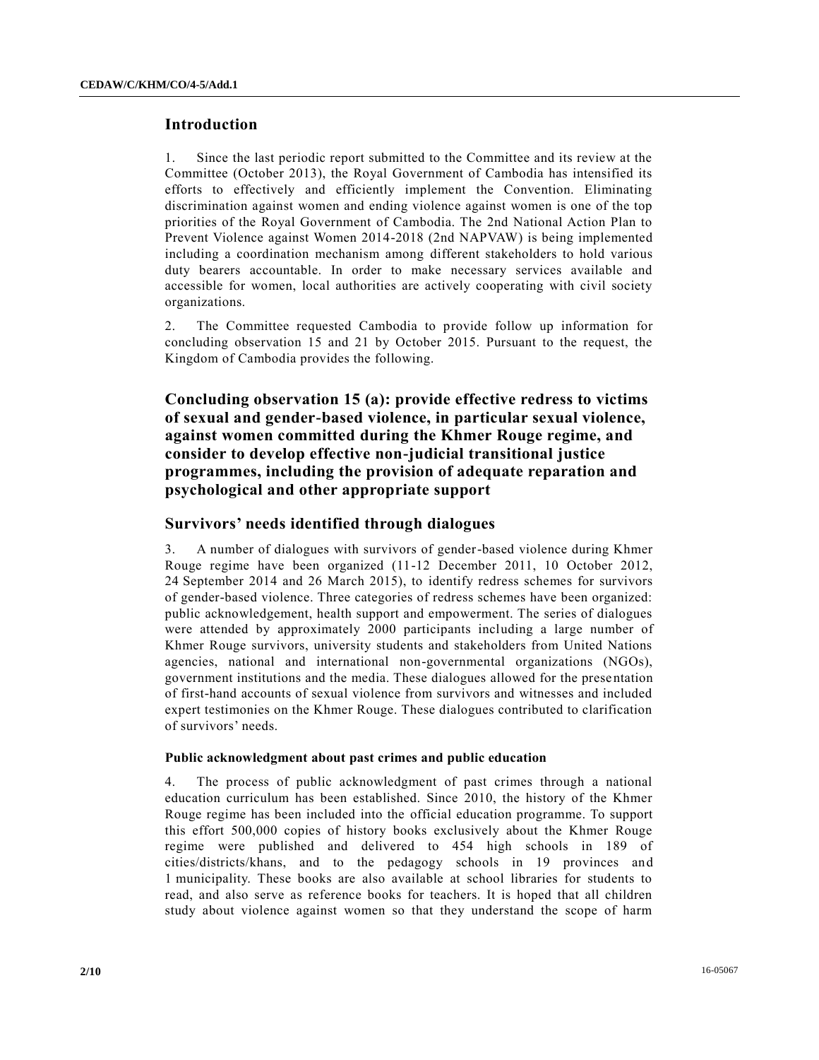## Introduction

1. Since the last periodic report submitted to the Committee and its review at the Committee (October 2013), the Royal Government of Cambodia has intensified its efforts to effectively and efficiently implement the Convention. Eliminating discrimination against women and ending violence against women is one of the top priorities of the Royal Government of Cambodia. The 2nd National Action Plan to Prevent Violence against Women 2014-2018 (2nd NAPVAW) is being implemented including a coordination mechanism among different stakeholders to hold various duty bearers accountable. In order to make necessary services available and accessible for women, local authorities are actively cooperating with civil society organizations.

2. The Committee requested Cambodia to provide follow up information for concluding observation 15 and 21 by October 2015. Pursuant to the request, the Kingdom of Cambodia provides the following.

## Concluding observation 15 (a): provide effective redress to victims of sexual and gender-based violence, in particular sexual violence, against women committed during the Khmer Rouge regime, and consider to develop effective non-judicial transitional justice programmes, including the provision of adequate reparation and psychological and other appropriate support

## Survivors' needs identified through dialogues

3. A number of dialogues with survivors of gender-based violence during Khmer Rouge regime have been organized (11-12 December 2011, 10 October 2012, 24 September 2014 and 26 March 2015), to identify redress schemes for survivors of gender-based violence. Three categories of redress schemes have been organized: public acknowledgement, health support and empowerment. The series of dialogues were attended by approximately 2000 participants including a large number of Khmer Rouge survivors, university students and stakeholders from United Nations agencies, national and international non-governmental organizations (NGOs), government institutions and the media. These dialogues allowed for the presentation of first-hand accounts of sexual violence from survivors and witnesses and included expert testimonies on the Khmer Rouge. These dialogues contributed to clarification of survivors' needs.

#### Public acknowledgment about past crimes and public education

4. The process of public acknowledgment of past crimes through a national education curriculum has been established. Since 2010, the history of the Khmer Rouge regime has been included into the official education programme. To support this effort 500,000 copies of history books exclusively about the Khmer Rouge regime were published and delivered to 454 high schools in 189 of cities/districts/khans, and to the pedagogy schools in 19 provinces and 1 municipality. These books are also available at school libraries for students to read, and also serve as reference books for teachers. It is hoped that all children study about violence against women so that they understand the scope of harm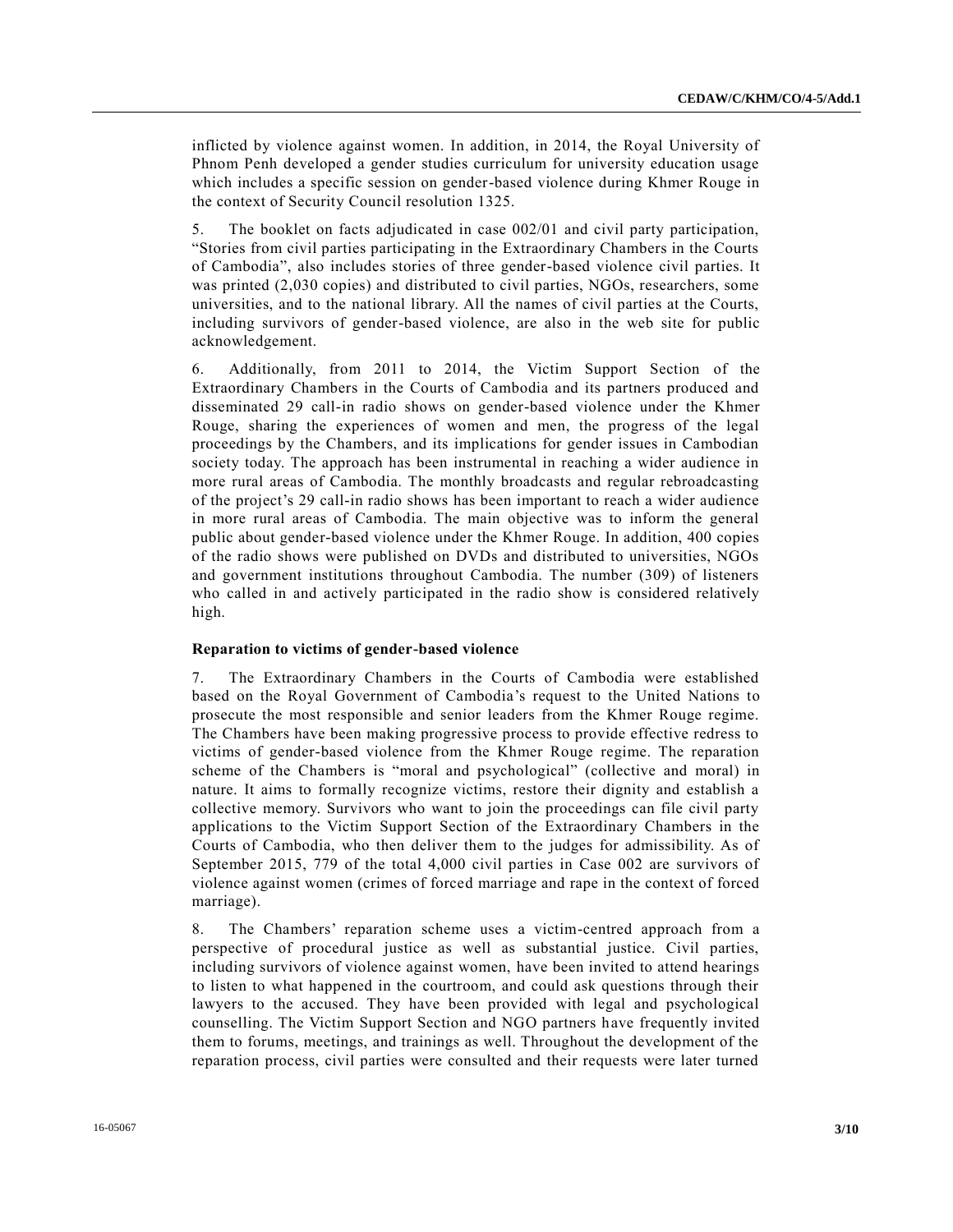inflicted by violence against women. In addition, in 2014, the Royal University of Phnom Penh developed a gender studies curriculum for university education usage which includes a specific session on gender-based violence during Khmer Rouge in the context of Security Council resolution 1325.

5. The booklet on facts adjudicated in case 002/01 and civil party participation, "Stories from civil parties participating in the Extraordinary Chambers in the Courts of Cambodia", also includes stories of three gender-based violence civil parties. It was printed (2,030 copies) and distributed to civil parties, NGOs, researchers, some universities, and to the national library. All the names of civil parties at the Courts, including survivors of gender-based violence, are also in the web site for public acknowledgement.

6. Additionally, from 2011 to 2014, the Victim Support Section of the Extraordinary Chambers in the Courts of Cambodia and its partners produced and disseminated 29 call-in radio shows on gender-based violence under the Khmer Rouge, sharing the experiences of women and men, the progress of the legal proceedings by the Chambers, and its implications for gender issues in Cambodian society today. The approach has been instrumental in reaching a wider audience in more rural areas of Cambodia. The monthly broadcasts and regular rebroadcasting of the project's 29 call-in radio shows has been important to reach a wider audience in more rural areas of Cambodia. The main objective was to inform the general public about gender-based violence under the Khmer Rouge. In addition, 400 copies of the radio shows were published on DVDs and distributed to universities, NGOs and government institutions throughout Cambodia. The number (309) of listeners who called in and actively participated in the radio show is considered relatively high.

**Reparation to victims of gender-based violence**

7. The Extraordinary Chambers in the Courts of Cambodia were established based on the Royal Government of Cambodia's request to the United Nations to prosecute the most responsible and senior leaders from the Khmer Rouge regime. The Chambers have been making progressive process to provide effective redress to victims of gender-based violence from the Khmer Rouge regime. The reparation scheme of the Chambers is "moral and psychological" (collective and moral) in nature. It aims to formally recognize victims, restore their dignity and establish a collective memory. Survivors who want to join the proceedings can file civil party applications to the Victim Support Section of the Extraordinary Chambers in the Courts of Cambodia, who then deliver them to the judges for admissibility. As of September 2015, 779 of the total 4,000 civil parties in Case 002 are survivors of violence against women (crimes of forced marriage and rape in the context of forced marriage).

8. The Chambers' reparation scheme uses a victim-centred approach from a perspective of procedural justice as well as substantial justice. Civil parties, including survivors of violence against women, have been invited to attend hearings to listen to what happened in the courtroom, and could ask questions through their lawyers to the accused. They have been provided with legal and psychological counselling. The Victim Support Section and NGO partners have frequently invited them to forums, meetings, and trainings as well. Throughout the development of the reparation process, civil parties were consulted and their requests were later turned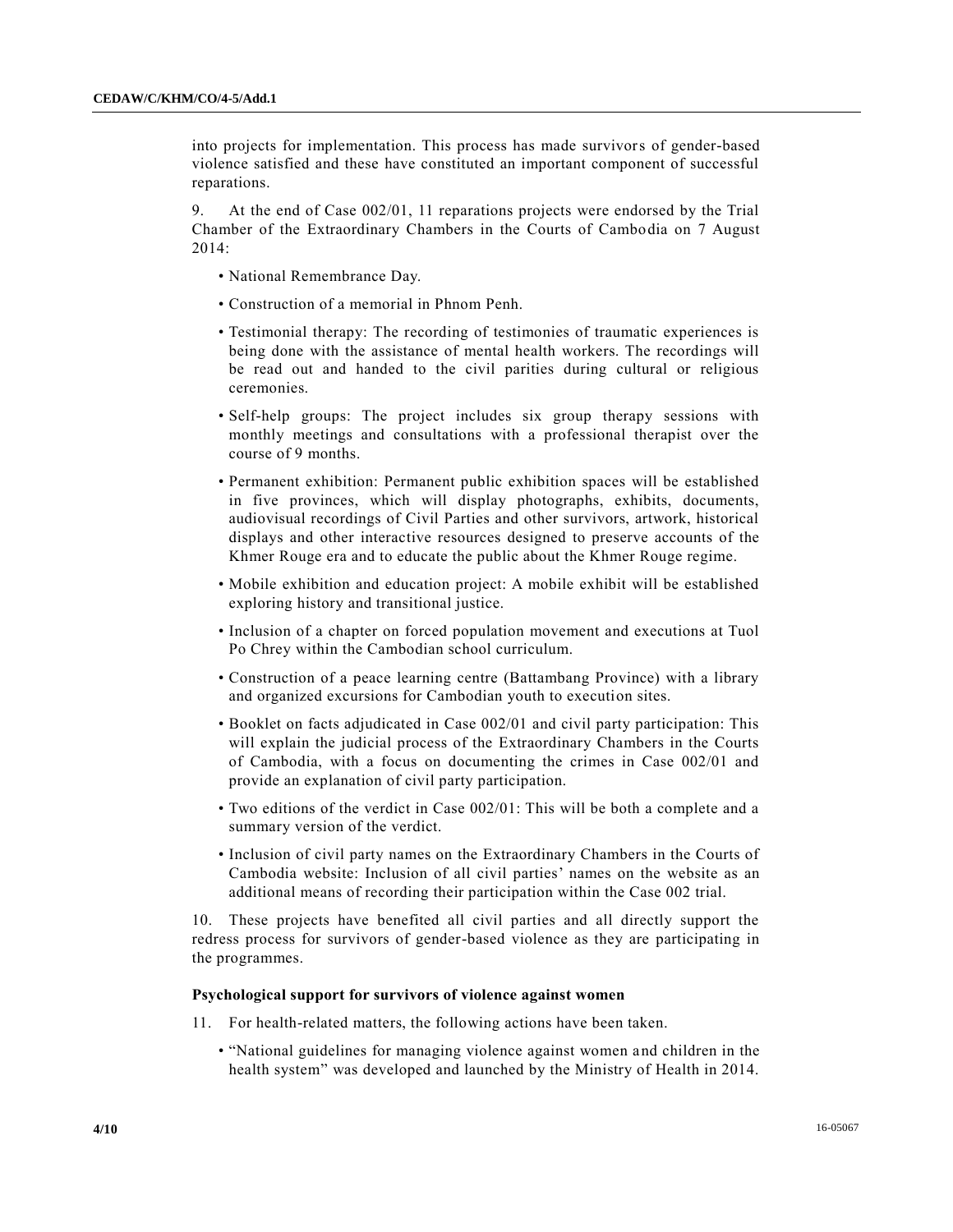into projects for implementation. This process has made survivors of gender-based violence satisfied and these have constituted an important component of successful reparations.

9. At the end of Case 002/01, 11 reparations projects were endorsed by the Trial Chamber of the Extraordinary Chambers in the Courts of Cambodia on 7 August 2014:

- National Remembrance Day.
- Construction of a memorial in Phnom Penh.
- Testimonial therapy: The recording of testimonies of traumatic experiences is being done with the assistance of mental health workers. The recordings will be read out and handed to the civil parities during cultural or religious ceremonies.
- Self-help groups: The project includes six group therapy sessions with monthly meetings and consultations with a professional therapist over the course of 9 months.
- Permanent exhibition: Permanent public exhibition spaces will be established in five provinces, which will display photographs, exhibits, documents, audiovisual recordings of Civil Parties and other survivors, artwork, historical displays and other interactive resources designed to preserve accounts of the Khmer Rouge era and to educate the public about the Khmer Rouge regime.
- Mobile exhibition and education project: A mobile exhibit will be established exploring history and transitional justice.
- Inclusion of a chapter on forced population movement and executions at Tuol Po Chrey within the Cambodian school curriculum.
- Construction of a peace learning centre (Battambang Province) with a library and organized excursions for Cambodian youth to execution sites.
- Booklet on facts adjudicated in Case 002/01 and civil party participation: This will explain the judicial process of the Extraordinary Chambers in the Courts of Cambodia, with a focus on documenting the crimes in Case 002/01 and provide an explanation of civil party participation.
- Two editions of the verdict in Case 002/01: This will be both a complete and a summary version of the verdict.
- Inclusion of civil party names on the Extraordinary Chambers in the Courts of Cambodia website: Inclusion of all civil parties' names on the website as an additional means of recording their participation within the Case 002 trial.

10. These projects have benefited all civil parties and all directly support the redress process for survivors of gender-based violence as they are participating in the programmes.

**Psychological support for survivors of violence against women**

11. For health-related matters, the following actions have been taken.

- "National guidelines for managing violence against women and children in the health system" was developed and launched by the Ministry of Health in 2014.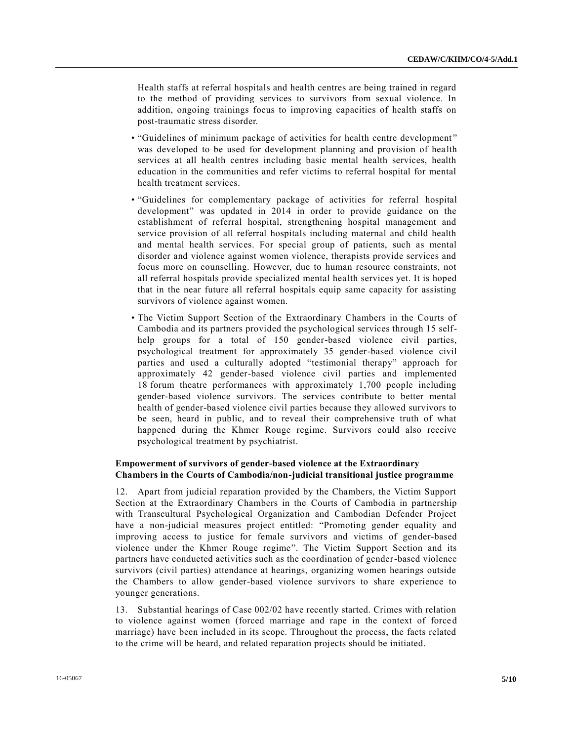Health staffs at referral hospitals and health centres are being trained in regard to the method of providing services to survivors from sexual violence. In addition, ongoing trainings focus to improving capacities of health staffs on post-traumatic stress disorder.

- "Guidelines of minimum package of activities for health centre development" was developed to be used for development planning and provision of health services at all health centres including basic mental health services, health education in the communities and refer victims to referral hospital for mental health treatment services.
- "Guidelines for complementary package of activities for referral hospital development" was updated in 2014 in order to provide guidance on the establishment of referral hospital, strengthening hospital management and service provision of all referral hospitals including maternal and child health and mental health services. For special group of patients, such as mental disorder and violence against women violence, therapists provide services and focus more on counselling. However, due to human resource constraints, not all referral hospitals provide specialized mental health services yet. It is hoped that in the near future all referral hospitals equip same capacity for assisting survivors of violence against women.
- The Victim Support Section of the Extraordinary Chambers in the Courts of Cambodia and its partners provided the psychological services through 15 self-help groups for a total of 150 gender-based violence civil parties, psychological treatment for approximately 35 gender-based violence civil parties and used a culturally adopted "testimonial therapy" approach for approximately 42 gender-based violence civil parties and implemented 18 forum theatre performances with approximately 1,700 people including gender-based violence survivors. The services contribute to better mental health of gender-based violence civil parties because they allowed survivors to be seen, heard in public, and to reveal their comprehensive truth of what happened during the Khmer Rouge regime. Survivors could also receive psychological treatment by psychiatrist.

**Empowerment of survivors of gender-based violence at the Extraordinary Chambers in the Courts of Cambodia/non-judicial transitional justice programme**

12. Apart from judicial reparation provided by the Chambers, the Victim Support Section at the Extraordinary Chambers in the Courts of Cambodia in partnership with Transcultural Psychological Organization and Cambodian Defender Project have a non-judicial measures project entitled: "Promoting gender equality and improving access to justice for female survivors and victims of gender-based violence under the Khmer Rouge regime". The Victim Support Section and its partners have conducted activities such as the coordination of gender-based violence survivors (civil parties) attendance at hearings, organizing women hearings outside the Chambers to allow gender-based violence survivors to share experience to younger generations.

13. Substantial hearings of Case 002/02 have recently started. Crimes with relation to violence against women (forced marriage and rape in the context of forced marriage) have been included in its scope. Throughout the process, the facts related to the crime will be heard, and related reparation projects should be initiated.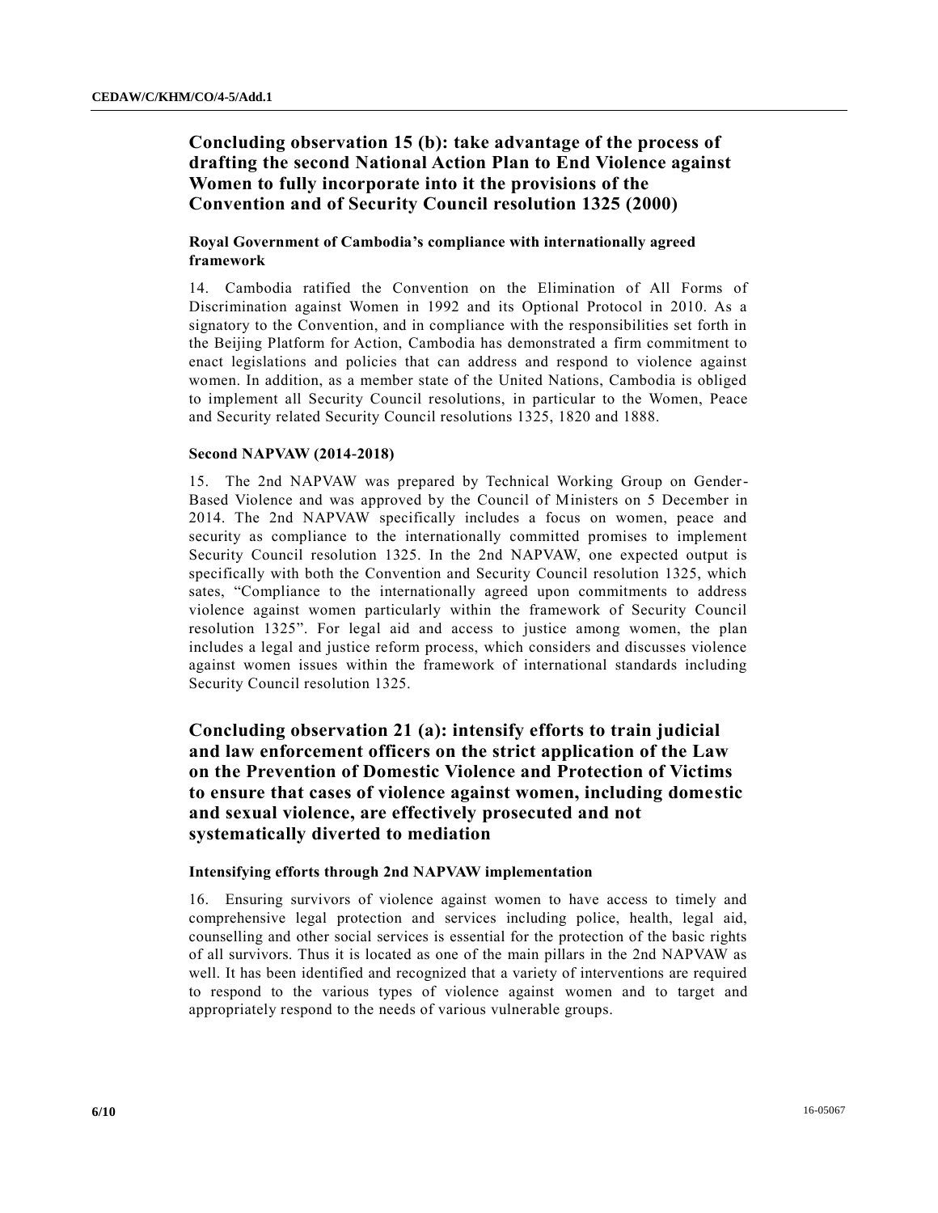## Concluding observation 15 (b): take advantage of the process of drafting the second National Action Plan to End Violence against Women to fully incorporate into it the provisions of the Convention and of Security Council resolution 1325 (2000)

### Royal Government of Cambodia's compliance with internationally agreed framework

14. Cambodia ratified the Convention on the Elimination of All Forms of Discrimination against Women in 1992 and its Optional Protocol in 2010. As a signatory to the Convention, and in compliance with the responsibilities set forth in the Beijing Platform for Action, Cambodia has demonstrated a firm commitment to enact legislations and policies that can address and respond to violence against women. In addition, as a member state of the United Nations, Cambodia is obliged to implement all Security Council resolutions, in particular to the Women, Peace and Security related Security Council resolutions 1325, 1820 and 1888.

### Second NAPVAW (2014-2018)

15. The 2nd NAPVAW was prepared by Technical Working Group on Gender-Based Violence and was approved by the Council of Ministers on 5 December in 2014. The 2nd NAPVAW specifically includes a focus on women, peace and security as compliance to the internationally committed promises to implement Security Council resolution 1325. In the 2nd NAPVAW, one expected output is specifically with both the Convention and Security Council resolution 1325, which sates, "Compliance to the internationally agreed upon commitments to address violence against women particularly within the framework of Security Council resolution 1325". For legal aid and access to justice among women, the plan includes a legal and justice reform process, which considers and discusses violence against women issues within the framework of international standards including Security Council resolution 1325.

## Concluding observation 21 (a): intensify efforts to train judicial and law enforcement officers on the strict application of the Law on the Prevention of Domestic Violence and Protection of Victims to ensure that cases of violence against women, including domestic and sexual violence, are effectively prosecuted and not systematically diverted to mediation

### Intensifying efforts through 2nd NAPVAW implementation

16. Ensuring survivors of violence against women to have access to timely and comprehensive legal protection and services including police, health, legal aid, counselling and other social services is essential for the protection of the basic rights of all survivors. Thus it is located as one of the main pillars in the 2nd NAPVAW as well. It has been identified and recognized that a variety of interventions are required to respond to the various types of violence against women and to target and appropriately respond to the needs of various vulnerable groups.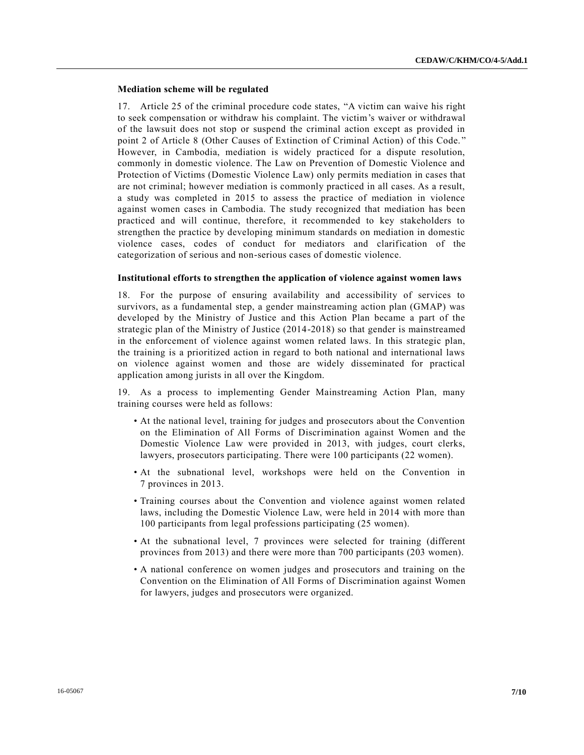**Mediation scheme will be regulated**

17. Article 25 of the criminal procedure code states, "A victim can waive his right to seek compensation or withdraw his complaint. The victim's waiver or withdrawal of the lawsuit does not stop or suspend the criminal action except as provided in point 2 of Article 8 (Other Causes of Extinction of Criminal Action) of this Code." However, in Cambodia, mediation is widely practiced for a dispute resolution, commonly in domestic violence. The Law on Prevention of Domestic Violence and Protection of Victims (Domestic Violence Law) only permits mediation in cases that are not criminal; however mediation is commonly practiced in all cases. As a result, a study was completed in 2015 to assess the practice of mediation in violence against women cases in Cambodia. The study recognized that mediation has been practiced and will continue, therefore, it recommended to key stakeholders to strengthen the practice by developing minimum standards on mediation in domestic violence cases, codes of conduct for mediators and clarification of the categorization of serious and non-serious cases of domestic violence.

**Institutional efforts to strengthen the application of violence against women laws**

18. For the purpose of ensuring availability and accessibility of services to survivors, as a fundamental step, a gender mainstreaming action plan (GMAP) was developed by the Ministry of Justice and this Action Plan became a part of the strategic plan of the Ministry of Justice (2014-2018) so that gender is mainstreamed in the enforcement of violence against women related laws. In this strategic plan, the training is a prioritized action in regard to both national and international laws on violence against women and those are widely disseminated for practical application among jurists in all over the Kingdom.

19. As a process to implementing Gender Mainstreaming Action Plan, many training courses were held as follows:

- At the national level, training for judges and prosecutors about the Convention on the Elimination of All Forms of Discrimination against Women and the Domestic Violence Law were provided in 2013, with judges, court clerks, lawyers, prosecutors participating. There were 100 participants (22 women).
- At the subnational level, workshops were held on the Convention in 7 provinces in 2013.
- Training courses about the Convention and violence against women related laws, including the Domestic Violence Law, were held in 2014 with more than 100 participants from legal professions participating (25 women).
- At the subnational level, 7 provinces were selected for training (different provinces from 2013) and there were more than 700 participants (203 women).
- A national conference on women judges and prosecutors and training on the Convention on the Elimination of All Forms of Discrimination against Women for lawyers, judges and prosecutors were organized.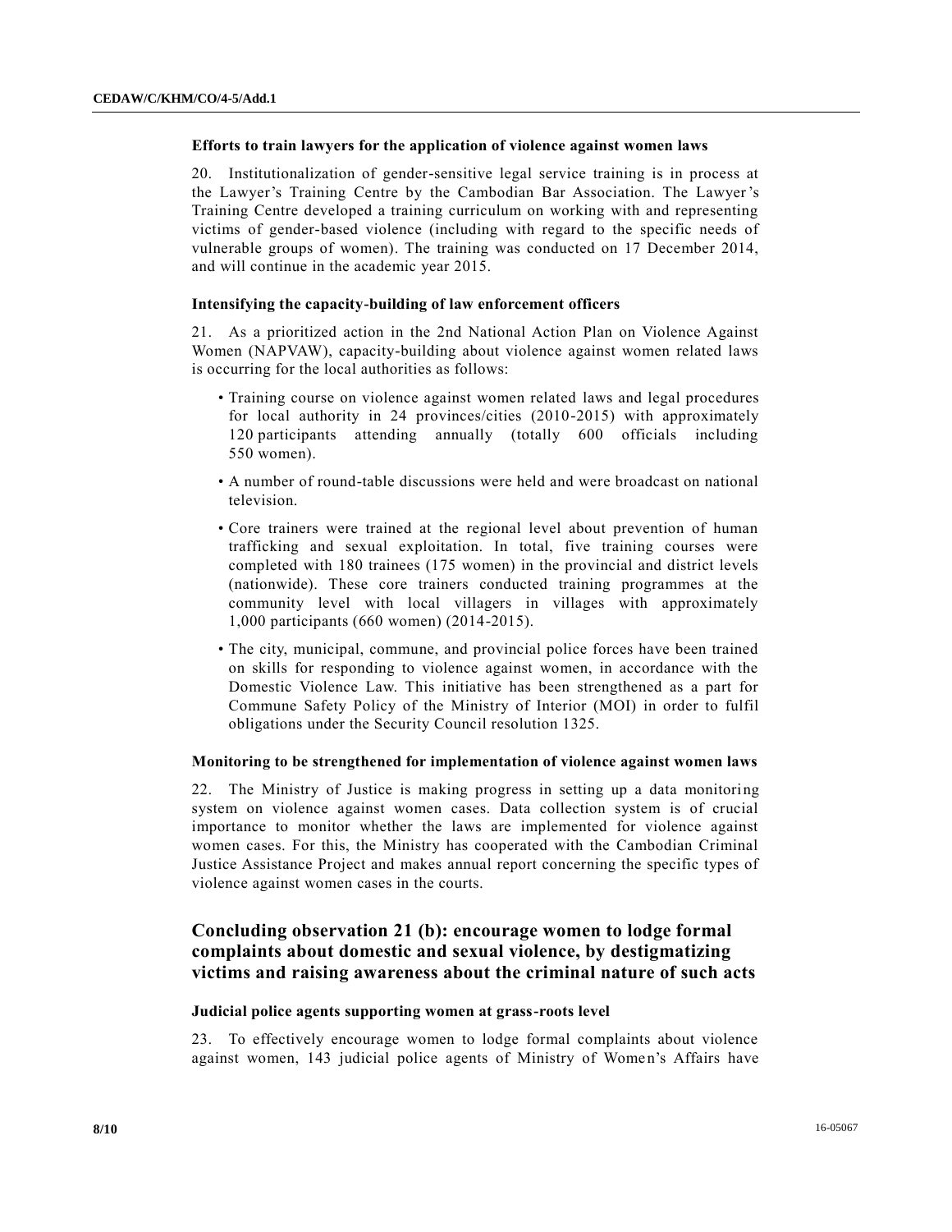### Efforts to train lawyers for the application of violence against women laws

20. Institutionalization of gender-sensitive legal service training is in process at the Lawyer's Training Centre by the Cambodian Bar Association. The Lawyer's Training Centre developed a training curriculum on working with and representing victims of gender-based violence (including with regard to the specific needs of vulnerable groups of women). The training was conducted on 17 December 2014, and will continue in the academic year 2015.

### Intensifying the capacity-building of law enforcement officers

21. As a prioritized action in the 2nd National Action Plan on Violence Against Women (NAPVAW), capacity-building about violence against women related laws is occurring for the local authorities as follows:

- Training course on violence against women related laws and legal procedures for local authority in 24 provinces/cities (2010-2015) with approximately 120 participants attending annually (totally 600 officials including 550 women).
- A number of round-table discussions were held and were broadcast on national television.
- Core trainers were trained at the regional level about prevention of human trafficking and sexual exploitation. In total, five training courses were completed with 180 trainees (175 women) in the provincial and district levels (nationwide). These core trainers conducted training programmes at the community level with local villagers in villages with approximately 1,000 participants (660 women) (2014-2015).
- The city, municipal, commune, and provincial police forces have been trained on skills for responding to violence against women, in accordance with the Domestic Violence Law. This initiative has been strengthened as a part for Commune Safety Policy of the Ministry of Interior (MOI) in order to fulfil obligations under the Security Council resolution 1325.

### Monitoring to be strengthened for implementation of violence against women laws

22. The Ministry of Justice is making progress in setting up a data monitoring system on violence against women cases. Data collection system is of crucial importance to monitor whether the laws are implemented for violence against women cases. For this, the Ministry has cooperated with the Cambodian Criminal Justice Assistance Project and makes annual report concerning the specific types of violence against women cases in the courts.

## Concluding observation 21 (b): encourage women to lodge formal complaints about domestic and sexual violence, by destigmatizing victims and raising awareness about the criminal nature of such acts

### Judicial police agents supporting women at grass-roots level

23. To effectively encourage women to lodge formal complaints about violence against women, 143 judicial police agents of Ministry of Women's Affairs have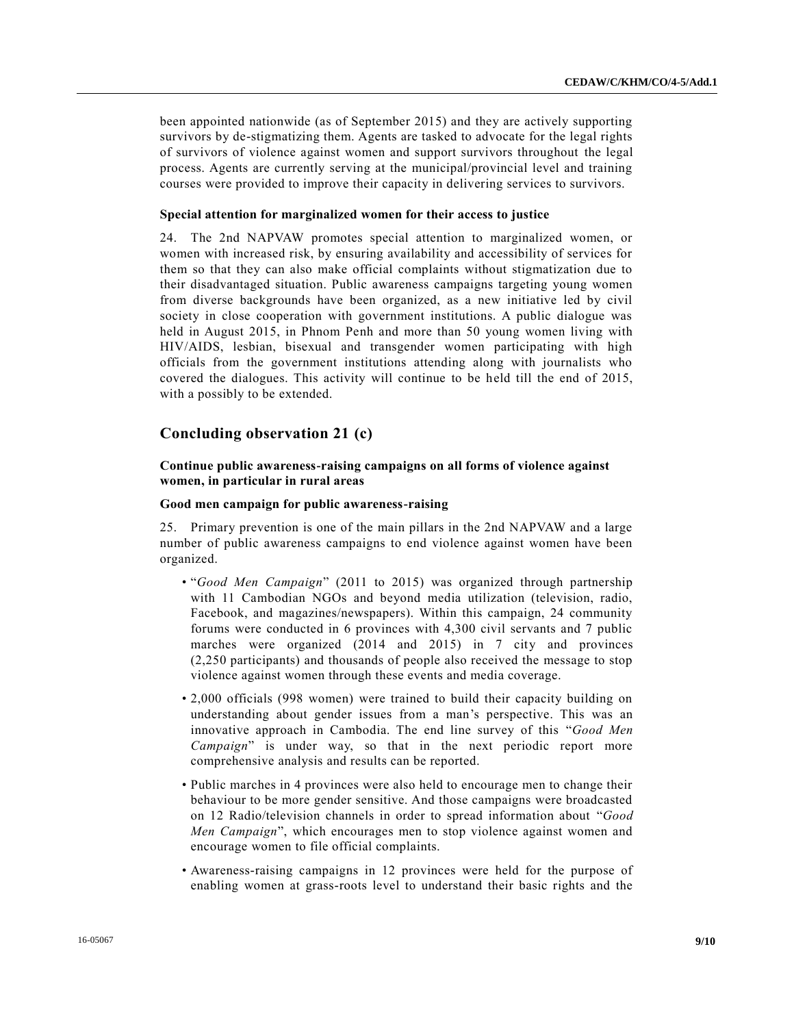been appointed nationwide (as of September 2015) and they are actively supporting survivors by de-stigmatizing them. Agents are tasked to advocate for the legal rights of survivors of violence against women and support survivors throughout the legal process. Agents are currently serving at the municipal/provincial level and training courses were provided to improve their capacity in delivering services to survivors.

**Special attention for marginalized women for their access to justice**

24. The 2nd NAPVAW promotes special attention to marginalized women, or women with increased risk, by ensuring availability and accessibility of services for them so that they can also make official complaints without stigmatization due to their disadvantaged situation. Public awareness campaigns targeting young women from diverse backgrounds have been organized, as a new initiative led by civil society in close cooperation with government institutions. A public dialogue was held in August 2015, in Phnom Penh and more than 50 young women living with HIV/AIDS, lesbian, bisexual and transgender women participating with high officials from the government institutions attending along with journalists who covered the dialogues. This activity will continue to be held till the end of 2015, with a possibly to be extended.

## Concluding observation 21 (c)

**Continue public awareness-raising campaigns on all forms of violence against women, in particular in rural areas**

**Good men campaign for public awareness-raising**

25. Primary prevention is one of the main pillars in the 2nd NAPVAW and a large number of public awareness campaigns to end violence against women have been organized.

- "*Good Men Campaign*" (2011 to 2015) was organized through partnership with 11 Cambodian NGOs and beyond media utilization (television, radio, Facebook, and magazines/newspapers). Within this campaign, 24 community forums were conducted in 6 provinces with 4,300 civil servants and 7 public marches were organized (2014 and 2015) in 7 city and provinces (2,250 participants) and thousands of people also received the message to stop violence against women through these events and media coverage.
- 2,000 officials (998 women) were trained to build their capacity building on understanding about gender issues from a man's perspective. This was an innovative approach in Cambodia. The end line survey of this "*Good Men Campaign*" is under way, so that in the next periodic report more comprehensive analysis and results can be reported.
- Public marches in 4 provinces were also held to encourage men to change their behaviour to be more gender sensitive. And those campaigns were broadcasted on 12 Radio/television channels in order to spread information about "*Good Men Campaign*", which encourages men to stop violence against women and encourage women to file official complaints.
- Awareness-raising campaigns in 12 provinces were held for the purpose of enabling women at grass-roots level to understand their basic rights and the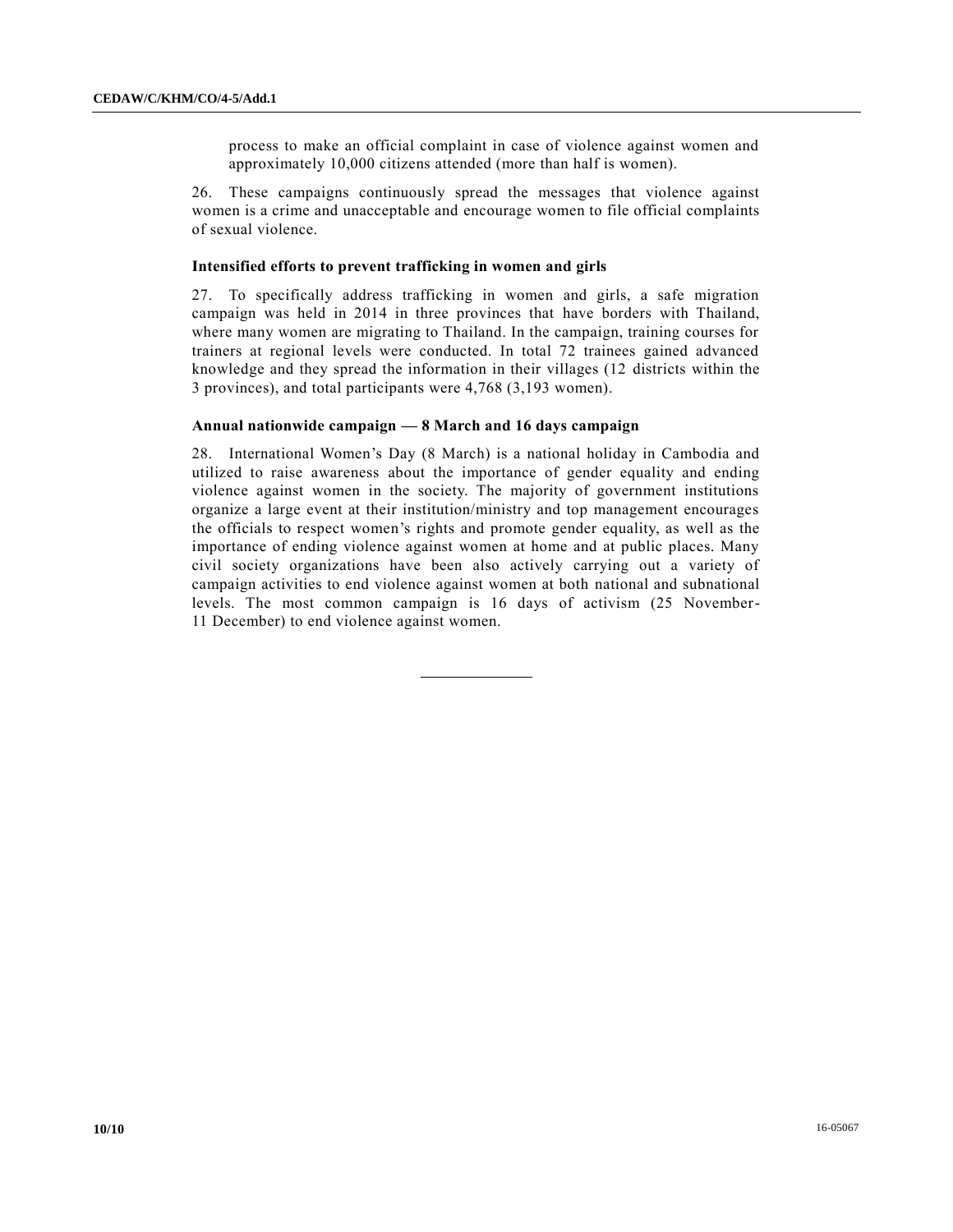process to make an official complaint in case of violence against women and approximately 10,000 citizens attended (more than half is women).

26. These campaigns continuously spread the messages that violence against women is a crime and unacceptable and encourage women to file official complaints of sexual violence.

### Intensified efforts to prevent trafficking in women and girls

27. To specifically address trafficking in women and girls, a safe migration campaign was held in 2014 in three provinces that have borders with Thailand, where many women are migrating to Thailand. In the campaign, training courses for trainers at regional levels were conducted. In total 72 trainees gained advanced knowledge and they spread the information in their villages (12 districts within the 3 provinces), and total participants were 4,768 (3,193 women).

### Annual nationwide campaign — 8 March and 16 days campaign

28. International Women's Day (8 March) is a national holiday in Cambodia and utilized to raise awareness about the importance of gender equality and ending violence against women in the society. The majority of government institutions organize a large event at their institution/ministry and top management encourages the officials to respect women's rights and promote gender equality, as well as the importance of ending violence against women at home and at public places. Many civil society organizations have been also actively carrying out a variety of campaign activities to end violence against women at both national and subnational levels. The most common campaign is 16 days of activism (25 November-11 December) to end violence against women.